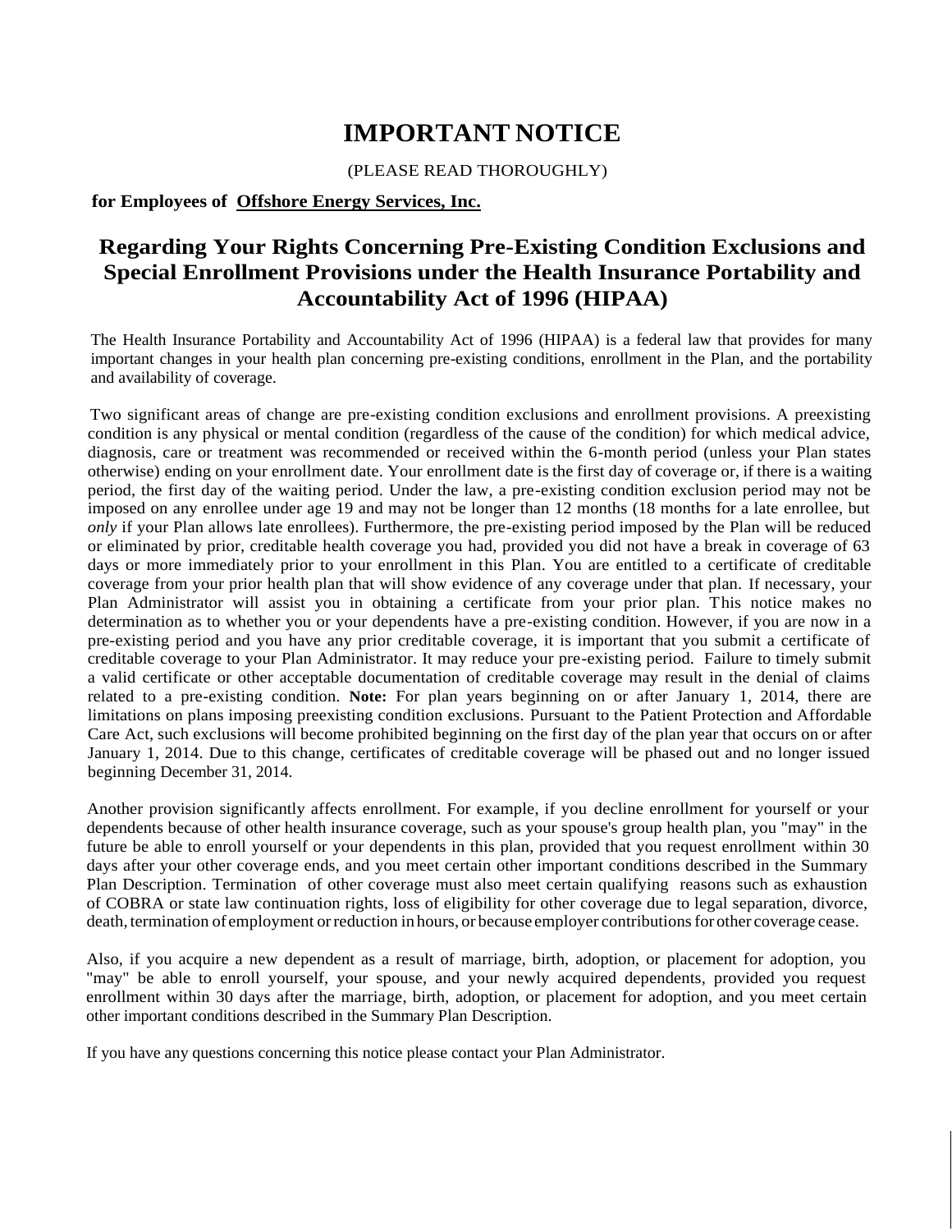# IMPORTANT NOTICE

(PLEASE READ THOROUGHLY)

**for Employees of Offshore Energy Services, Inc.**

## Regarding Your Rights Concerning Pre-Existing Condition Exclusions and Special Enrollment Provisions under the Health Insurance Portability and Accountability Act of 1996 (HIPAA)

The Health Insurance Portability and Accountability Act of 1996 (HIPAA) is a federal law that provides for many important changes in your health plan concerning pre-existing conditions, enrollment in the Plan, and the portability and availability of coverage.

Two significant areas of change are pre-existing condition exclusions and enrollment provisions. A preexisting condition is any physical or mental condition (regardless of the cause of the condition) for which medical advice, diagnosis, care or treatment was recommended or received within the 6-month period (unless your Plan states otherwise) ending on your enrollment date. Your enrollment date is the first day of coverage or, if there is a waiting period, the first day of the waiting period. Under the law, a pre-existing condition exclusion period may not be imposed on any enrollee under age 19 and may not be longer than 12 months (18 months for a late enrollee, but *only* if your Plan allows late enrollees). Furthermore, the pre-existing period imposed by the Plan will be reduced or eliminated by prior, creditable health coverage you had, provided you did not have a break in coverage of 63 days or more immediately prior to your enrollment in this Plan. You are entitled to a certificate of creditable coverage from your prior health plan that will show evidence of any coverage under that plan. If necessary, your Plan Administrator will assist you in obtaining a certificate from your prior plan. This notice makes no determination as to whether you or your dependents have a pre-existing condition. However, if you are now in a pre-existing period and you have any prior creditable coverage, it is important that you submit a certificate of creditable coverage to your Plan Administrator. It may reduce your pre-existing period. Failure to timely submit a valid certificate or other acceptable documentation of creditable coverage may result in the denial of claims related to a pre-existing condition. **Note:** For plan years beginning on or after January 1, 2014, there are limitations on plans imposing preexisting condition exclusions. Pursuant to the Patient Protection and Affordable Care Act, such exclusions will become prohibited beginning on the first day of the plan year that occurs on or after January 1, 2014. Due to this change, certificates of creditable coverage will be phased out and no longer issued beginning December 31, 2014.

Another provision significantly affects enrollment. For example, if you decline enrollment for yourself or your dependents because of other health insurance coverage, such as your spouse's group health plan, you "may" in the future be able to enroll yourself or your dependents in this plan, provided that you request enrollment within 30 days after your other coverage ends, and you meet certain other important conditions described in the Summary Plan Description. Termination of other coverage must also meet certain qualifying reasons such as exhaustion of COBRA or state law continuation rights, loss of eligibility for other coverage due to legal separation, divorce, death, termination of employment or reduction in hours, or because employer contributions for other coverage cease.

Also, if you acquire a new dependent as a result of marriage, birth, adoption, or placement for adoption, you "may" be able to enroll yourself, your spouse, and your newly acquired dependents, provided you request enrollment within 30 days after the marriage, birth, adoption, or placement for adoption, and you meet certain other important conditions described in the Summary Plan Description.

If you have any questions concerning this notice please contact your Plan Administrator.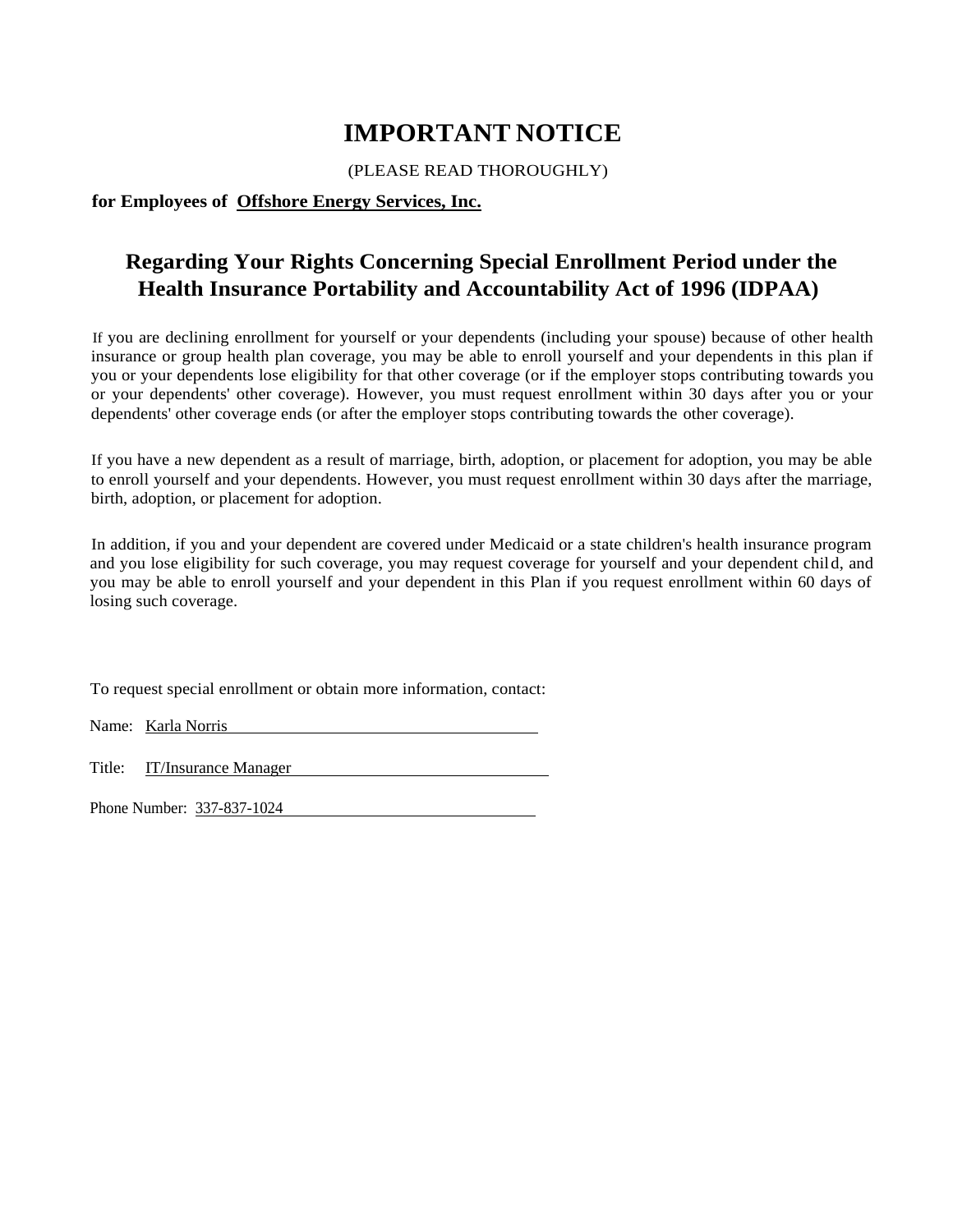# IMPORTANT NOTICE

(PLEASE READ THOROUGHLY)

**for Employees of Offshore Energy Services, Inc.**

## Regarding Your Rights Concerning Special Enrollment Period under the Health Insurance Portability and Accountability Act of 1996 (IDPAA)

If you are declining enrollment for yourself or your dependents (including your spouse) because of other health insurance or group health plan coverage, you may be able to enroll yourself and your dependents in this plan if you or your dependents lose eligibility for that other coverage (or if the employer stops contributing towards you or your dependents' other coverage). However, you must request enrollment within 30 days after you or your dependents' other coverage ends (or after the employer stops contributing towards the other coverage).

If you have a new dependent as a result of marriage, birth, adoption, or placement for adoption, you may be able to enroll yourself and your dependents. However, you must request enrollment within 30 days after the marriage, birth, adoption, or placement for adoption.

In addition, if you and your dependent are covered under Medicaid or a state children's health insurance program and you lose eligibility for such coverage, you may request coverage for yourself and your dependent child, and you may be able to enroll yourself and your dependent in this Plan if you request enrollment within 60 days of losing such coverage.

To request special enrollment or obtain more information, contact:

Name: Karla Norris

Title: IT/Insurance Manager

Phone Number: 337-837-1024